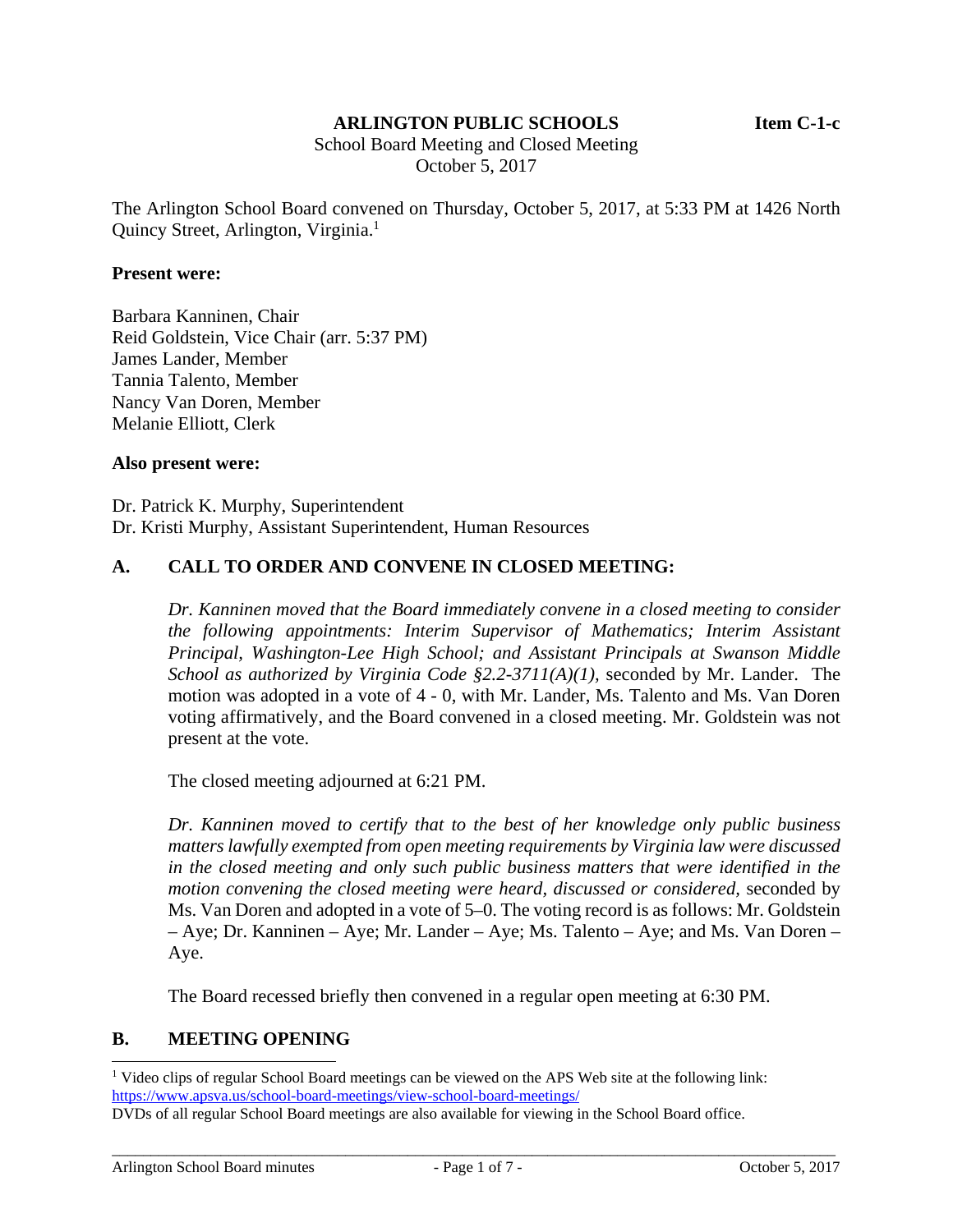**ARLINGTON PUBLIC SCHOOLS** **Item C-1-c**

School Board Meeting and Closed Meeting
October 5, 2017

The Arlington School Board convened on Thursday, October 5, 2017, at 5:33 PM at 1426 North Quincy Street, Arlington, Virginia.[1]

**Present were:**

Barbara Kanninen, Chair
Reid Goldstein, Vice Chair (arr. 5:37 PM)
James Lander, Member
Tannia Talento, Member
Nancy Van Doren, Member
Melanie Elliott, Clerk

**Also present were:**

Dr. Patrick K. Murphy, Superintendent
Dr. Kristi Murphy, Assistant Superintendent, Human Resources

## A. CALL TO ORDER AND CONVENE IN CLOSED MEETING:

*Dr. Kanninen moved that the Board immediately convene in a closed meeting to consider the following appointments: Interim Supervisor of Mathematics; Interim Assistant Principal, Washington-Lee High School; and Assistant Principals at Swanson Middle School as authorized by Virginia Code §2.2-3711(A)(1),* seconded by Mr. Lander. The motion was adopted in a vote of 4 - 0, with Mr. Lander, Ms. Talento and Ms. Van Doren voting affirmatively, and the Board convened in a closed meeting. Mr. Goldstein was not present at the vote.

The closed meeting adjourned at 6:21 PM.

*Dr. Kanninen moved to certify that to the best of her knowledge only public business matters lawfully exempted from open meeting requirements by Virginia law were discussed in the closed meeting and only such public business matters that were identified in the motion convening the closed meeting were heard, discussed or considered*, seconded by Ms. Van Doren and adopted in a vote of 5–0. The voting record is as follows: Mr. Goldstein – Aye; Dr. Kanninen – Aye; Mr. Lander – Aye; Ms. Talento – Aye; and Ms. Van Doren – Aye.

The Board recessed briefly then convened in a regular open meeting at 6:30 PM.

## B. MEETING OPENING

[1] Video clips of regular School Board meetings can be viewed on the APS Web site at the following link: https://www.apsva.us/school-board-meetings/view-school-board-meetings/
DVDs of all regular School Board meetings are also available for viewing in the School Board office.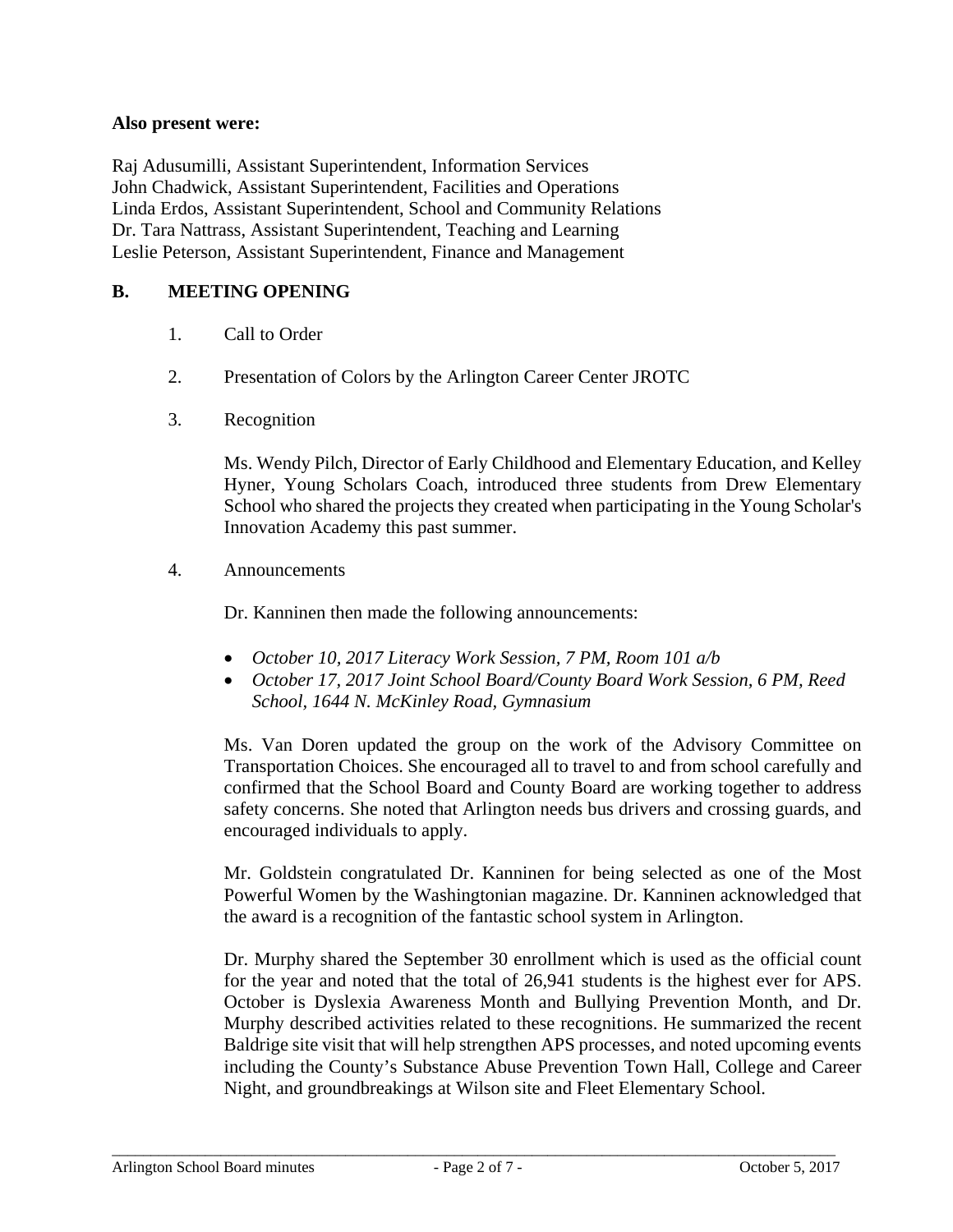**Also present were:**

Raj Adusumilli, Assistant Superintendent, Information Services
John Chadwick, Assistant Superintendent, Facilities and Operations
Linda Erdos, Assistant Superintendent, School and Community Relations
Dr. Tara Nattrass, Assistant Superintendent, Teaching and Learning
Leslie Peterson, Assistant Superintendent, Finance and Management

## B. MEETING OPENING

1. Call to Order

2. Presentation of Colors by the Arlington Career Center JROTC

3. Recognition

   Ms. Wendy Pilch, Director of Early Childhood and Elementary Education, and Kelley Hyner, Young Scholars Coach, introduced three students from Drew Elementary School who shared the projects they created when participating in the Young Scholar's Innovation Academy this past summer.

4. Announcements

   Dr. Kanninen then made the following announcements:

   - *October 10, 2017 Literacy Work Session, 7 PM, Room 101 a/b*
   - *October 17, 2017 Joint School Board/County Board Work Session, 6 PM, Reed School, 1644 N. McKinley Road, Gymnasium*

   Ms. Van Doren updated the group on the work of the Advisory Committee on Transportation Choices. She encouraged all to travel to and from school carefully and confirmed that the School Board and County Board are working together to address safety concerns. She noted that Arlington needs bus drivers and crossing guards, and encouraged individuals to apply.

   Mr. Goldstein congratulated Dr. Kanninen for being selected as one of the Most Powerful Women by the Washingtonian magazine. Dr. Kanninen acknowledged that the award is a recognition of the fantastic school system in Arlington.

   Dr. Murphy shared the September 30 enrollment which is used as the official count for the year and noted that the total of 26,941 students is the highest ever for APS. October is Dyslexia Awareness Month and Bullying Prevention Month, and Dr. Murphy described activities related to these recognitions. He summarized the recent Baldrige site visit that will help strengthen APS processes, and noted upcoming events including the County's Substance Abuse Prevention Town Hall, College and Career Night, and groundbreakings at Wilson site and Fleet Elementary School.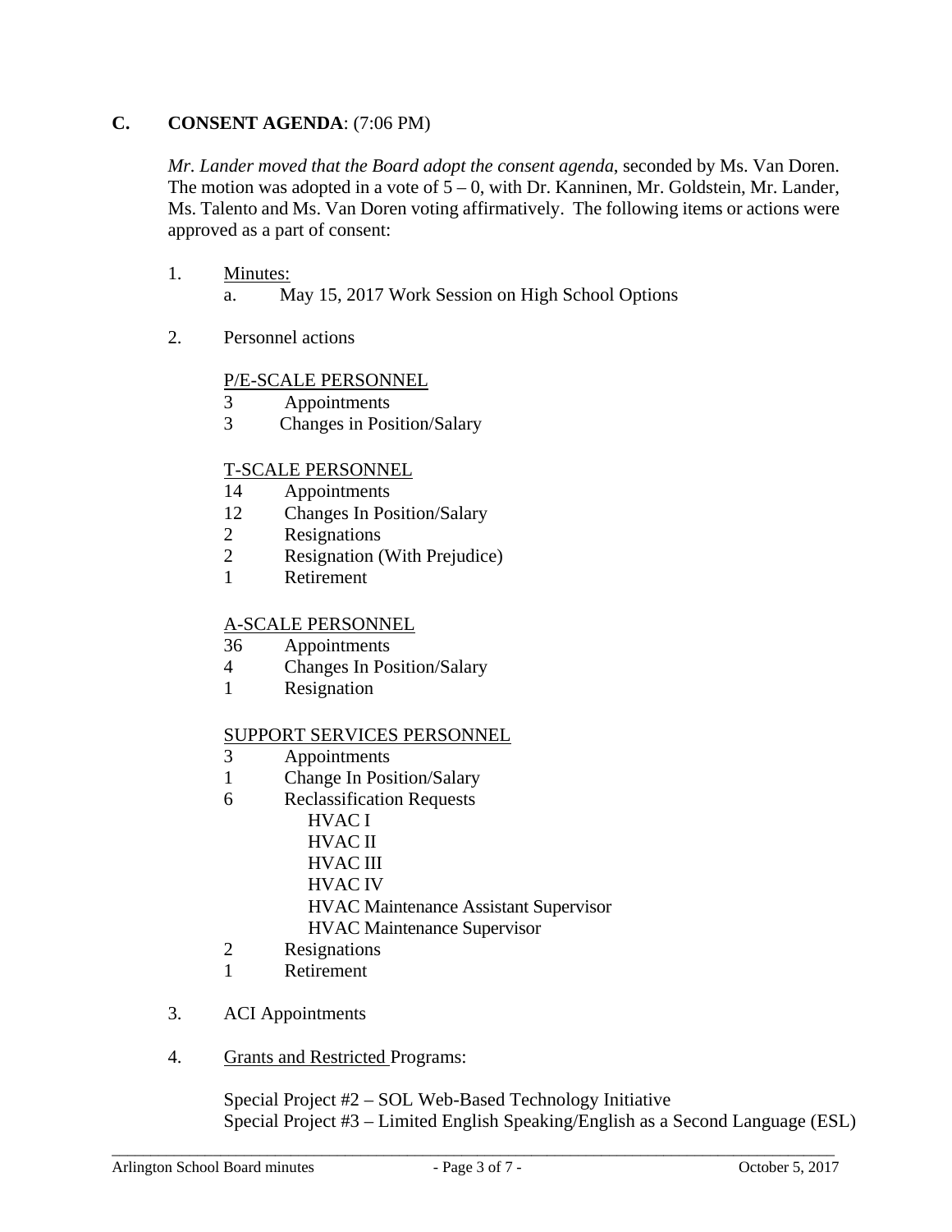## C. CONSENT AGENDA: (7:06 PM)

*Mr. Lander moved that the Board adopt the consent agenda*, seconded by Ms. Van Doren. The motion was adopted in a vote of 5 – 0, with Dr. Kanninen, Mr. Goldstein, Mr. Lander, Ms. Talento and Ms. Van Doren voting affirmatively. The following items or actions were approved as a part of consent:

1. Minutes:
   a. May 15, 2017 Work Session on High School Options

2. Personnel actions

   P/E-SCALE PERSONNEL
   - 3 Appointments
   - 3 Changes in Position/Salary

   T-SCALE PERSONNEL
   - 14 Appointments
   - 12 Changes In Position/Salary
   - 2 Resignations
   - 2 Resignation (With Prejudice)
   - 1 Retirement

   A-SCALE PERSONNEL
   - 36 Appointments
   - 4 Changes In Position/Salary
   - 1 Resignation

   SUPPORT SERVICES PERSONNEL
   - 3 Appointments
   - 1 Change In Position/Salary
   - 6 Reclassification Requests
     - HVAC I
     - HVAC II
     - HVAC III
     - HVAC IV
     - HVAC Maintenance Assistant Supervisor
     - HVAC Maintenance Supervisor
   - 2 Resignations
   - 1 Retirement

3. ACI Appointments

4. Grants and Restricted Programs:

   Special Project #2 – SOL Web-Based Technology Initiative
   Special Project #3 – Limited English Speaking/English as a Second Language (ESL)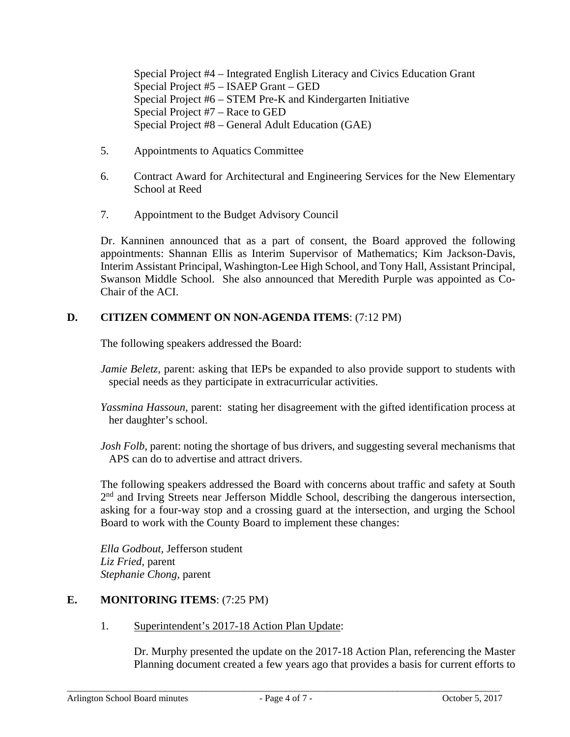Special Project #4 – Integrated English Literacy and Civics Education Grant
Special Project #5 – ISAEP Grant – GED
Special Project #6 – STEM Pre-K and Kindergarten Initiative
Special Project #7 – Race to GED
Special Project #8 – General Adult Education (GAE)

5. Appointments to Aquatics Committee

6. Contract Award for Architectural and Engineering Services for the New Elementary School at Reed

7. Appointment to the Budget Advisory Council

Dr. Kanninen announced that as a part of consent, the Board approved the following appointments: Shannan Ellis as Interim Supervisor of Mathematics; Kim Jackson-Davis, Interim Assistant Principal, Washington-Lee High School, and Tony Hall, Assistant Principal, Swanson Middle School. She also announced that Meredith Purple was appointed as Co-Chair of the ACI.

**D. CITIZEN COMMENT ON NON-AGENDA ITEMS**: (7:12 PM)

The following speakers addressed the Board:

*Jamie Beletz*, parent: asking that IEPs be expanded to also provide support to students with special needs as they participate in extracurricular activities.

*Yassmina Hassoun*, parent: stating her disagreement with the gifted identification process at her daughter's school.

*Josh Folb*, parent: noting the shortage of bus drivers, and suggesting several mechanisms that APS can do to advertise and attract drivers.

The following speakers addressed the Board with concerns about traffic and safety at South 2nd and Irving Streets near Jefferson Middle School, describing the dangerous intersection, asking for a four-way stop and a crossing guard at the intersection, and urging the School Board to work with the County Board to implement these changes:

*Ella Godbout*, Jefferson student
*Liz Fried*, parent
*Stephanie Chong*, parent

**E. MONITORING ITEMS**: (7:25 PM)

1. Superintendent's 2017-18 Action Plan Update:

Dr. Murphy presented the update on the 2017-18 Action Plan, referencing the Master Planning document created a few years ago that provides a basis for current efforts to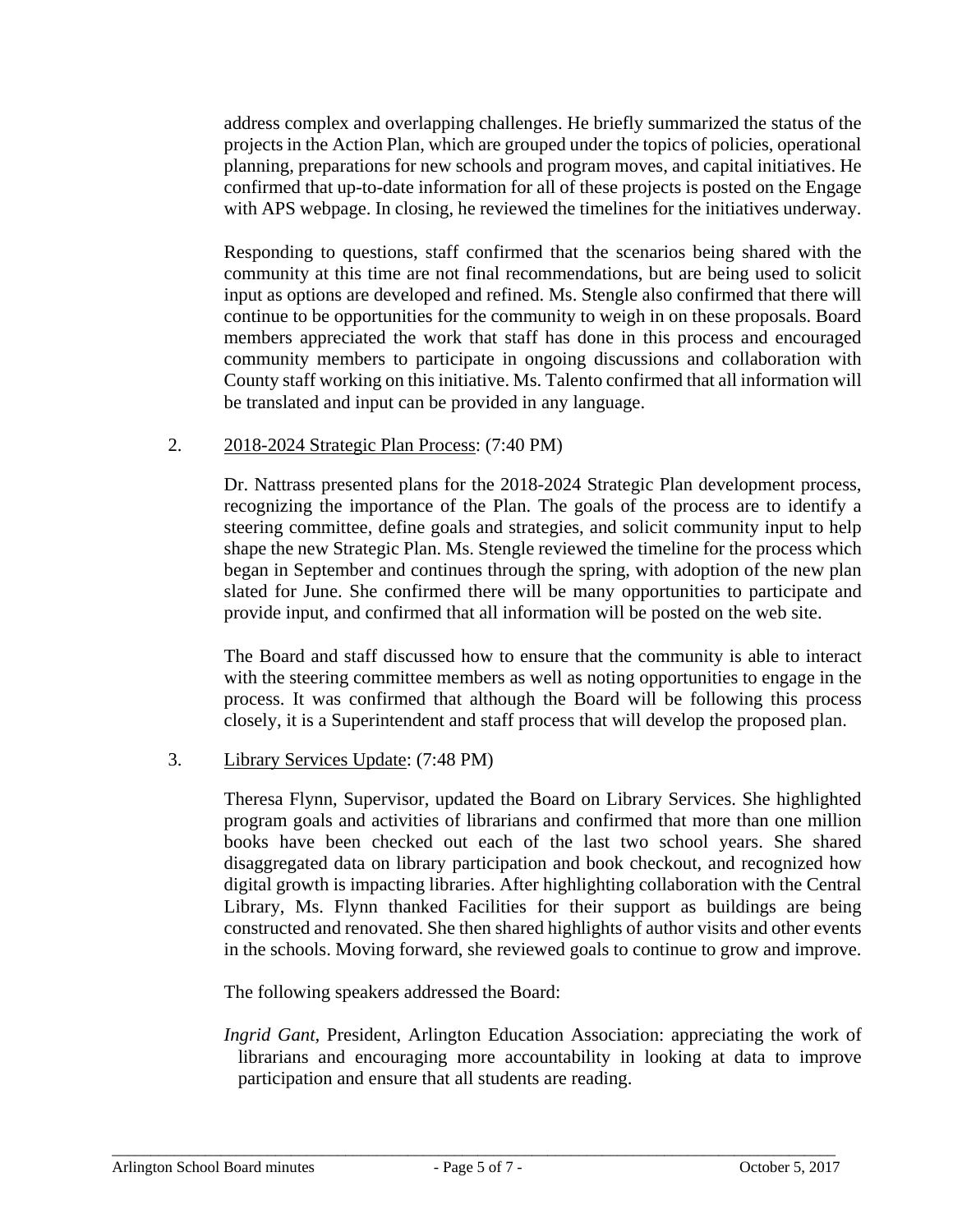address complex and overlapping challenges. He briefly summarized the status of the projects in the Action Plan, which are grouped under the topics of policies, operational planning, preparations for new schools and program moves, and capital initiatives. He confirmed that up-to-date information for all of these projects is posted on the Engage with APS webpage. In closing, he reviewed the timelines for the initiatives underway.

Responding to questions, staff confirmed that the scenarios being shared with the community at this time are not final recommendations, but are being used to solicit input as options are developed and refined. Ms. Stengle also confirmed that there will continue to be opportunities for the community to weigh in on these proposals. Board members appreciated the work that staff has done in this process and encouraged community members to participate in ongoing discussions and collaboration with County staff working on this initiative. Ms. Talento confirmed that all information will be translated and input can be provided in any language.

2. <u>2018-2024 Strategic Plan Process</u>: (7:40 PM)

Dr. Nattrass presented plans for the 2018-2024 Strategic Plan development process, recognizing the importance of the Plan. The goals of the process are to identify a steering committee, define goals and strategies, and solicit community input to help shape the new Strategic Plan. Ms. Stengle reviewed the timeline for the process which began in September and continues through the spring, with adoption of the new plan slated for June. She confirmed there will be many opportunities to participate and provide input, and confirmed that all information will be posted on the web site.

The Board and staff discussed how to ensure that the community is able to interact with the steering committee members as well as noting opportunities to engage in the process. It was confirmed that although the Board will be following this process closely, it is a Superintendent and staff process that will develop the proposed plan.

3. <u>Library Services Update</u>: (7:48 PM)

Theresa Flynn, Supervisor, updated the Board on Library Services. She highlighted program goals and activities of librarians and confirmed that more than one million books have been checked out each of the last two school years. She shared disaggregated data on library participation and book checkout, and recognized how digital growth is impacting libraries. After highlighting collaboration with the Central Library, Ms. Flynn thanked Facilities for their support as buildings are being constructed and renovated. She then shared highlights of author visits and other events in the schools. Moving forward, she reviewed goals to continue to grow and improve.

The following speakers addressed the Board:

*Ingrid Gant*, President, Arlington Education Association: appreciating the work of librarians and encouraging more accountability in looking at data to improve participation and ensure that all students are reading.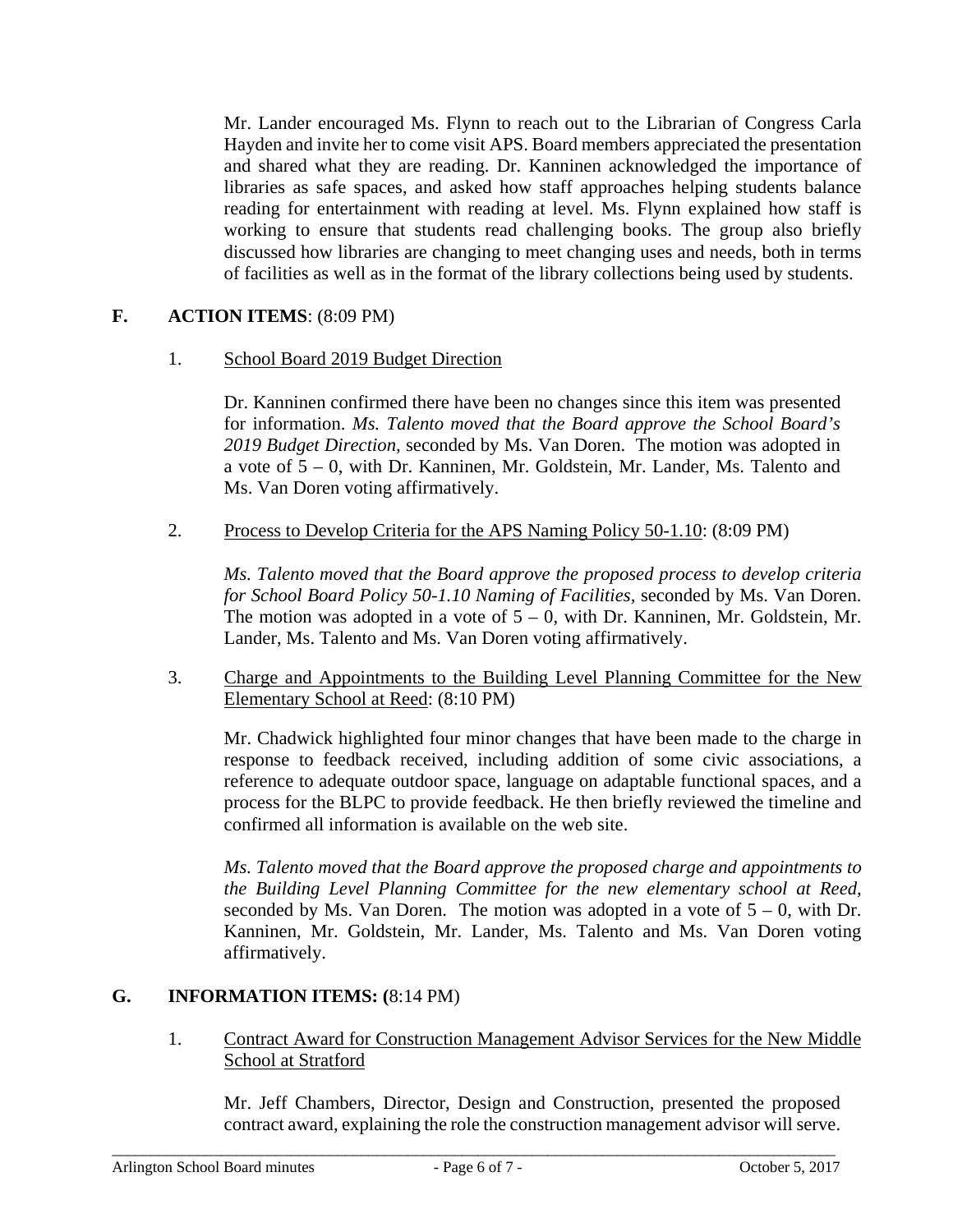Mr. Lander encouraged Ms. Flynn to reach out to the Librarian of Congress Carla Hayden and invite her to come visit APS. Board members appreciated the presentation and shared what they are reading. Dr. Kanninen acknowledged the importance of libraries as safe spaces, and asked how staff approaches helping students balance reading for entertainment with reading at level. Ms. Flynn explained how staff is working to ensure that students read challenging books. The group also briefly discussed how libraries are changing to meet changing uses and needs, both in terms of facilities as well as in the format of the library collections being used by students.

## F. ACTION ITEMS: (8:09 PM)

1. School Board 2019 Budget Direction

   Dr. Kanninen confirmed there have been no changes since this item was presented for information. *Ms. Talento moved that the Board approve the School Board's 2019 Budget Direction,* seconded by Ms. Van Doren. The motion was adopted in a vote of 5 – 0, with Dr. Kanninen, Mr. Goldstein, Mr. Lander, Ms. Talento and Ms. Van Doren voting affirmatively.

2. Process to Develop Criteria for the APS Naming Policy 50-1.10: (8:09 PM)

   *Ms. Talento moved that the Board approve the proposed process to develop criteria for School Board Policy 50-1.10 Naming of Facilities,* seconded by Ms. Van Doren. The motion was adopted in a vote of 5 – 0, with Dr. Kanninen, Mr. Goldstein, Mr. Lander, Ms. Talento and Ms. Van Doren voting affirmatively.

3. Charge and Appointments to the Building Level Planning Committee for the New Elementary School at Reed: (8:10 PM)

   Mr. Chadwick highlighted four minor changes that have been made to the charge in response to feedback received, including addition of some civic associations, a reference to adequate outdoor space, language on adaptable functional spaces, and a process for the BLPC to provide feedback. He then briefly reviewed the timeline and confirmed all information is available on the web site.

   *Ms. Talento moved that the Board approve the proposed charge and appointments to the Building Level Planning Committee for the new elementary school at Reed,* seconded by Ms. Van Doren. The motion was adopted in a vote of 5 – 0, with Dr. Kanninen, Mr. Goldstein, Mr. Lander, Ms. Talento and Ms. Van Doren voting affirmatively.

## G. INFORMATION ITEMS: (8:14 PM)

1. Contract Award for Construction Management Advisor Services for the New Middle School at Stratford

   Mr. Jeff Chambers, Director, Design and Construction, presented the proposed contract award, explaining the role the construction management advisor will serve.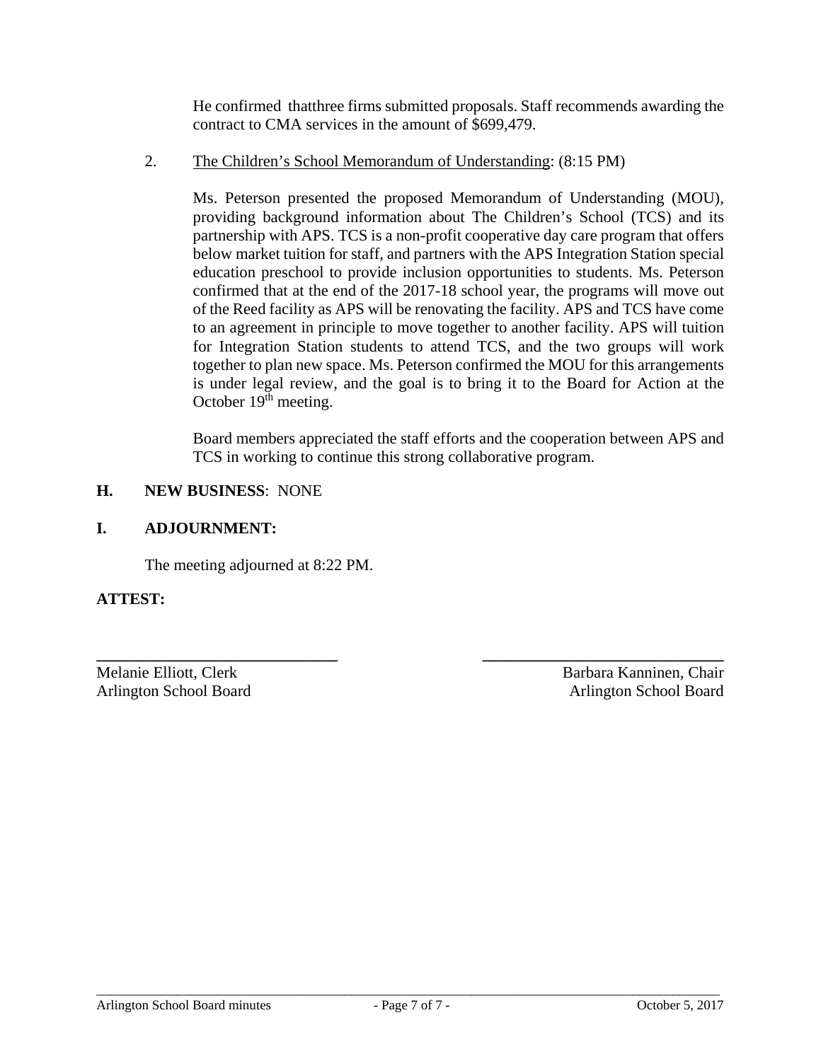He confirmed thatthree firms submitted proposals. Staff recommends awarding the contract to CMA services in the amount of $699,479.

2. The Children's School Memorandum of Understanding: (8:15 PM)

Ms. Peterson presented the proposed Memorandum of Understanding (MOU), providing background information about The Children's School (TCS) and its partnership with APS. TCS is a non-profit cooperative day care program that offers below market tuition for staff, and partners with the APS Integration Station special education preschool to provide inclusion opportunities to students. Ms. Peterson confirmed that at the end of the 2017-18 school year, the programs will move out of the Reed facility as APS will be renovating the facility. APS and TCS have come to an agreement in principle to move together to another facility. APS will tuition for Integration Station students to attend TCS, and the two groups will work together to plan new space. Ms. Peterson confirmed the MOU for this arrangements is under legal review, and the goal is to bring it to the Board for Action at the October 19th meeting.

Board members appreciated the staff efforts and the cooperation between APS and TCS in working to continue this strong collaborative program.

**H. NEW BUSINESS**: NONE

**I. ADJOURNMENT:**

The meeting adjourned at 8:22 PM.

**ATTEST:**

______________________________

Melanie Elliott, Clerk
Arlington School Board

______________________________

Barbara Kanninen, Chair
Arlington School Board